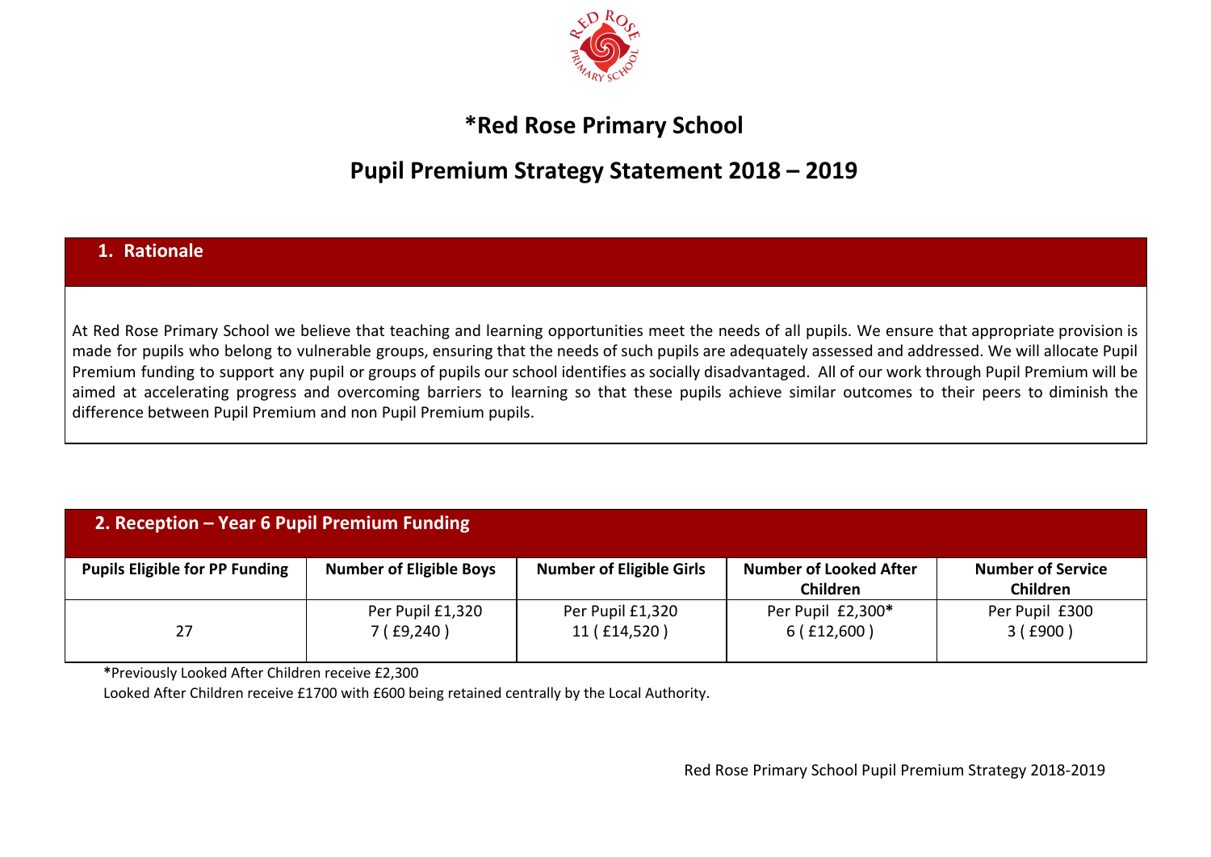# *Red Rose Primary School

## Pupil Premium Strategy Statement 2018 – 2019

### 1. Rationale

At Red Rose Primary School we believe that teaching and learning opportunities meet the needs of all pupils. We ensure that appropriate provision is made for pupils who belong to vulnerable groups, ensuring that the needs of such pupils are adequately assessed and addressed. We will allocate Pupil Premium funding to support any pupil or groups of pupils our school identifies as socially disadvantaged. All of our work through Pupil Premium will be aimed at accelerating progress and overcoming barriers to learning so that these pupils achieve similar outcomes to their peers to diminish the difference between Pupil Premium and non Pupil Premium pupils.

### 2. Reception – Year 6 Pupil Premium Funding

| Pupils Eligible for PP Funding | Number of Eligible Boys | Number of Eligible Girls | Number of Looked After Children | Number of Service Children |
|---|---|---|---|---|
| 27 | Per Pupil £1,320<br>7 ( £9,240 ) | Per Pupil £1,320<br>11 ( £14,520 ) | Per Pupil £2,300*<br>6 ( £12,600 ) | Per Pupil £300<br>3 ( £900 ) |

**\***Previously Looked After Children receive £2,300

Looked After Children receive £1700 with £600 being retained centrally by the Local Authority.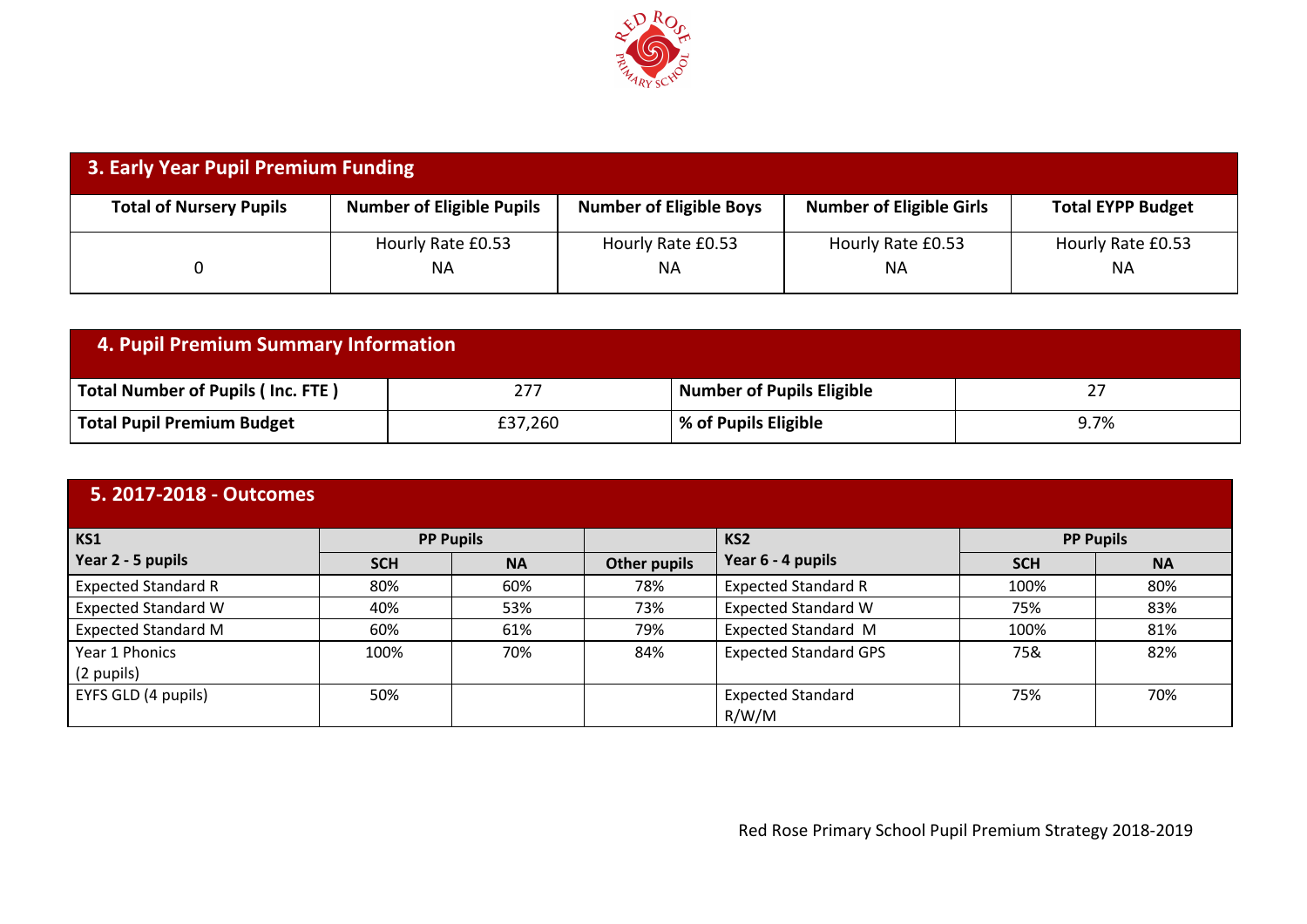## 3. Early Year Pupil Premium Funding

| Total of Nursery Pupils | Number of Eligible Pupils | Number of Eligible Boys | Number of Eligible Girls | Total EYPP Budget |
|---|---|---|---|---|
| 0 | Hourly Rate £0.53<br>NA | Hourly Rate £0.53<br>NA | Hourly Rate £0.53<br>NA | Hourly Rate £0.53<br>NA |

## 4. Pupil Premium Summary Information

| Total Number of Pupils ( Inc. FTE ) | 277 | Number of Pupils Eligible | 27 |
|---|---|---|---|
| **Total Pupil Premium Budget** | £37,260 | **% of Pupils Eligible** | 9.7% |

## 5. 2017-2018 - Outcomes

| KS1<br>Year 2 - 5 pupils | PP Pupils | | | KS2<br>Year 6 - 4 pupils | PP Pupils | |
|---|---|---|---|---|---|---|
| | **SCH** | **NA** | **Other pupils** | | **SCH** | **NA** |
| Expected Standard R | 80% | 60% | 78% | Expected Standard R | 100% | 80% |
| Expected Standard W | 40% | 53% | 73% | Expected Standard W | 75% | 83% |
| Expected Standard M | 60% | 61% | 79% | Expected Standard M | 100% | 81% |
| Year 1 Phonics<br>(2 pupils) | 100% | 70% | 84% | Expected Standard GPS | 75& | 82% |
| EYFS GLD (4 pupils) | 50% | | | Expected Standard<br>R/W/M | 75% | 70% |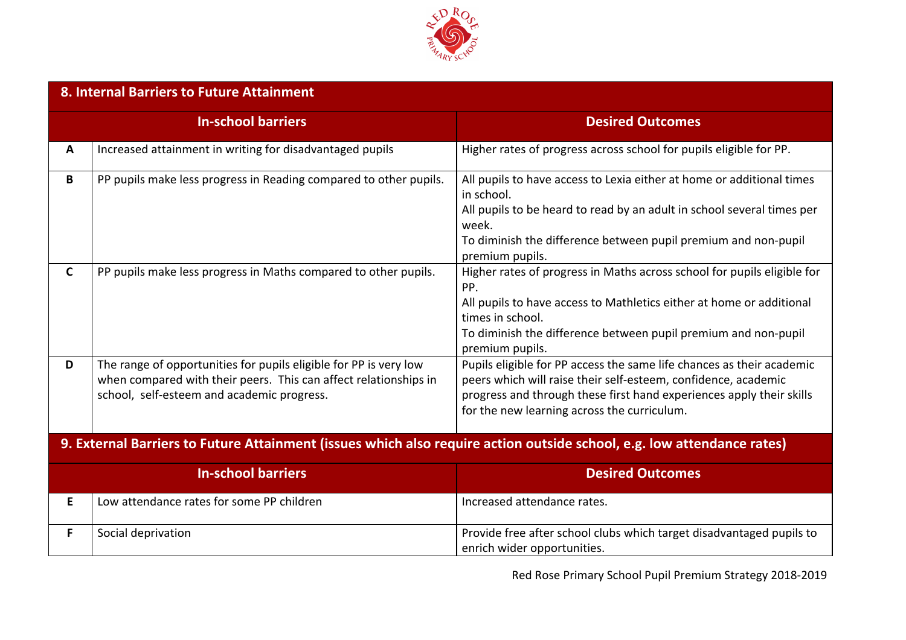## 8. Internal Barriers to Future Attainment

| | In-school barriers | Desired Outcomes |
|---|---|---|
| **A** | Increased attainment in writing for disadvantaged pupils | Higher rates of progress across school for pupils eligible for PP. |
| **B** | PP pupils make less progress in Reading compared to other pupils. | All pupils to have access to Lexia either at home or additional times in school.<br>All pupils to be heard to read by an adult in school several times per week.<br>To diminish the difference between pupil premium and non-pupil premium pupils. |
| **C** | PP pupils make less progress in Maths compared to other pupils. | Higher rates of progress in Maths across school for pupils eligible for PP.<br>All pupils to have access to Mathletics either at home or additional times in school.<br>To diminish the difference between pupil premium and non-pupil premium pupils. |
| **D** | The range of opportunities for pupils eligible for PP is very low when compared with their peers. This can affect relationships in school, self-esteem and academic progress. | Pupils eligible for PP access the same life chances as their academic peers which will raise their self-esteem, confidence, academic progress and through these first hand experiences apply their skills for the new learning across the curriculum. |

## 9. External Barriers to Future Attainment (issues which also require action outside school, e.g. low attendance rates)

| | In-school barriers | Desired Outcomes |
|---|---|---|
| **E** | Low attendance rates for some PP children | Increased attendance rates. |
| **F** | Social deprivation | Provide free after school clubs which target disadvantaged pupils to enrich wider opportunities. |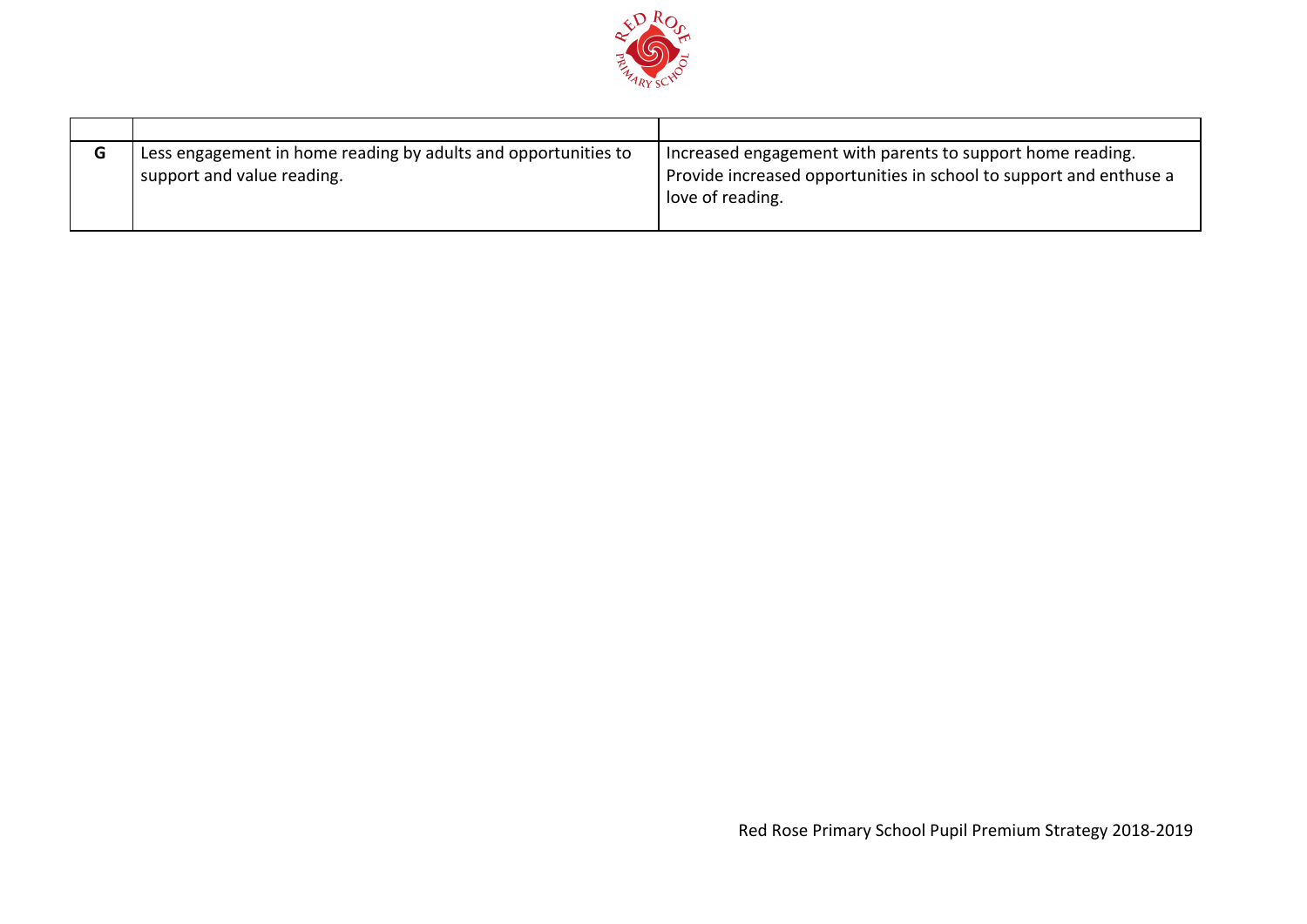| | | |
|---|---|---|
| **G** | Less engagement in home reading by adults and opportunities to support and value reading. | Increased engagement with parents to support home reading.<br>Provide increased opportunities in school to support and enthuse a love of reading. |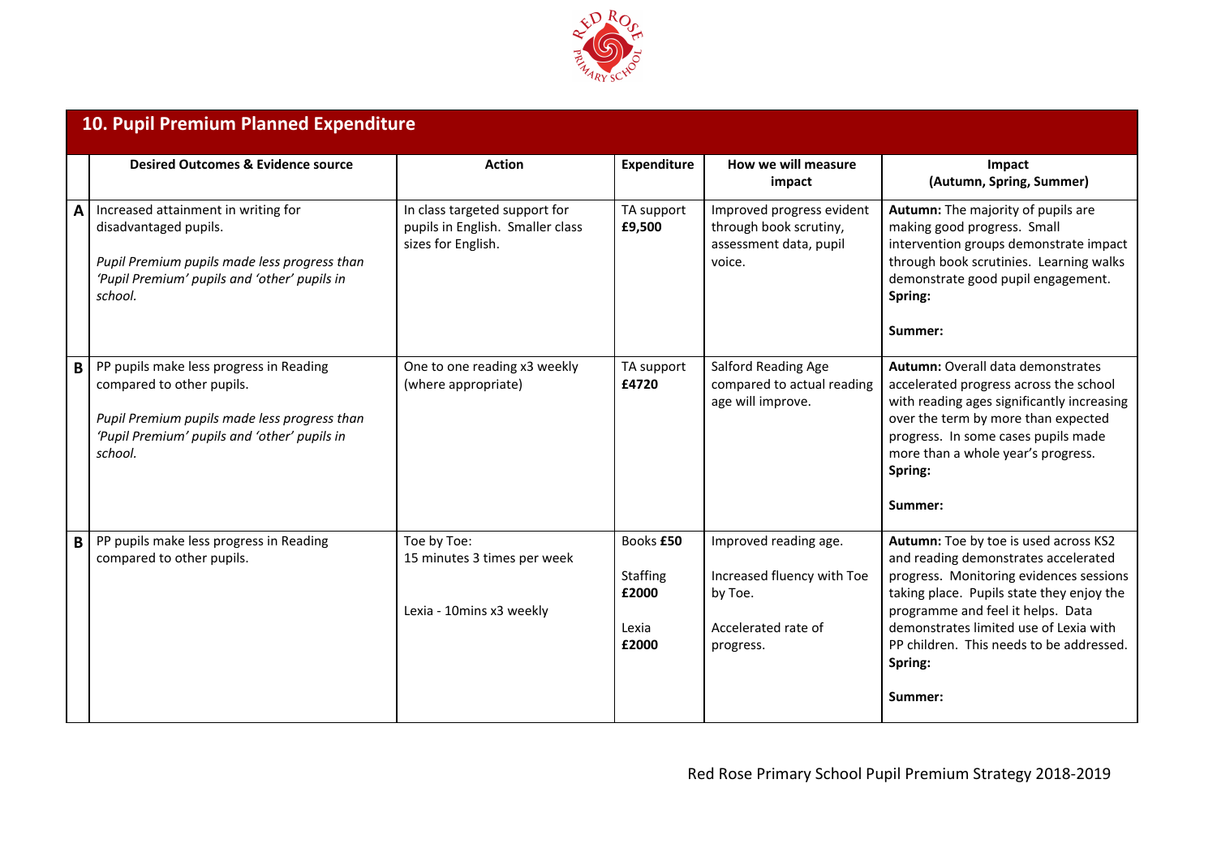## 10. Pupil Premium Planned Expenditure

| | Desired Outcomes & Evidence source | Action | Expenditure | How we will measure impact | Impact (Autumn, Spring, Summer) |
|---|---|---|---|---|---|
| **A** | Increased attainment in writing for disadvantaged pupils.<br><br>*Pupil Premium pupils made less progress than 'Pupil Premium' pupils and 'other' pupils in school.* | In class targeted support for pupils in English. Smaller class sizes for English. | TA support **£9,500** | Improved progress evident through book scrutiny, assessment data, pupil voice. | **Autumn:** The majority of pupils are making good progress. Small intervention groups demonstrate impact through book scrutinies. Learning walks demonstrate good pupil engagement.<br>**Spring:**<br><br>**Summer:** |
| **B** | PP pupils make less progress in Reading compared to other pupils.<br><br>*Pupil Premium pupils made less progress than 'Pupil Premium' pupils and 'other' pupils in school.* | One to one reading x3 weekly (where appropriate) | TA support **£4720** | Salford Reading Age compared to actual reading age will improve. | **Autumn:** Overall data demonstrates accelerated progress across the school with reading ages significantly increasing over the term by more than expected progress. In some cases pupils made more than a whole year's progress.<br>**Spring:**<br><br>**Summer:** |
| **B** | PP pupils make less progress in Reading compared to other pupils. | Toe by Toe:<br>15 minutes 3 times per week<br><br>Lexia - 10mins x3 weekly | Books **£50**<br><br>Staffing **£2000**<br><br>Lexia **£2000** | Improved reading age.<br><br>Increased fluency with Toe by Toe.<br><br>Accelerated rate of progress. | **Autumn:** Toe by toe is used across KS2 and reading demonstrates accelerated progress. Monitoring evidences sessions taking place. Pupils state they enjoy the programme and feel it helps. Data demonstrates limited use of Lexia with PP children. This needs to be addressed.<br>**Spring:**<br><br>**Summer:** |

Red Rose Primary School Pupil Premium Strategy 2018-2019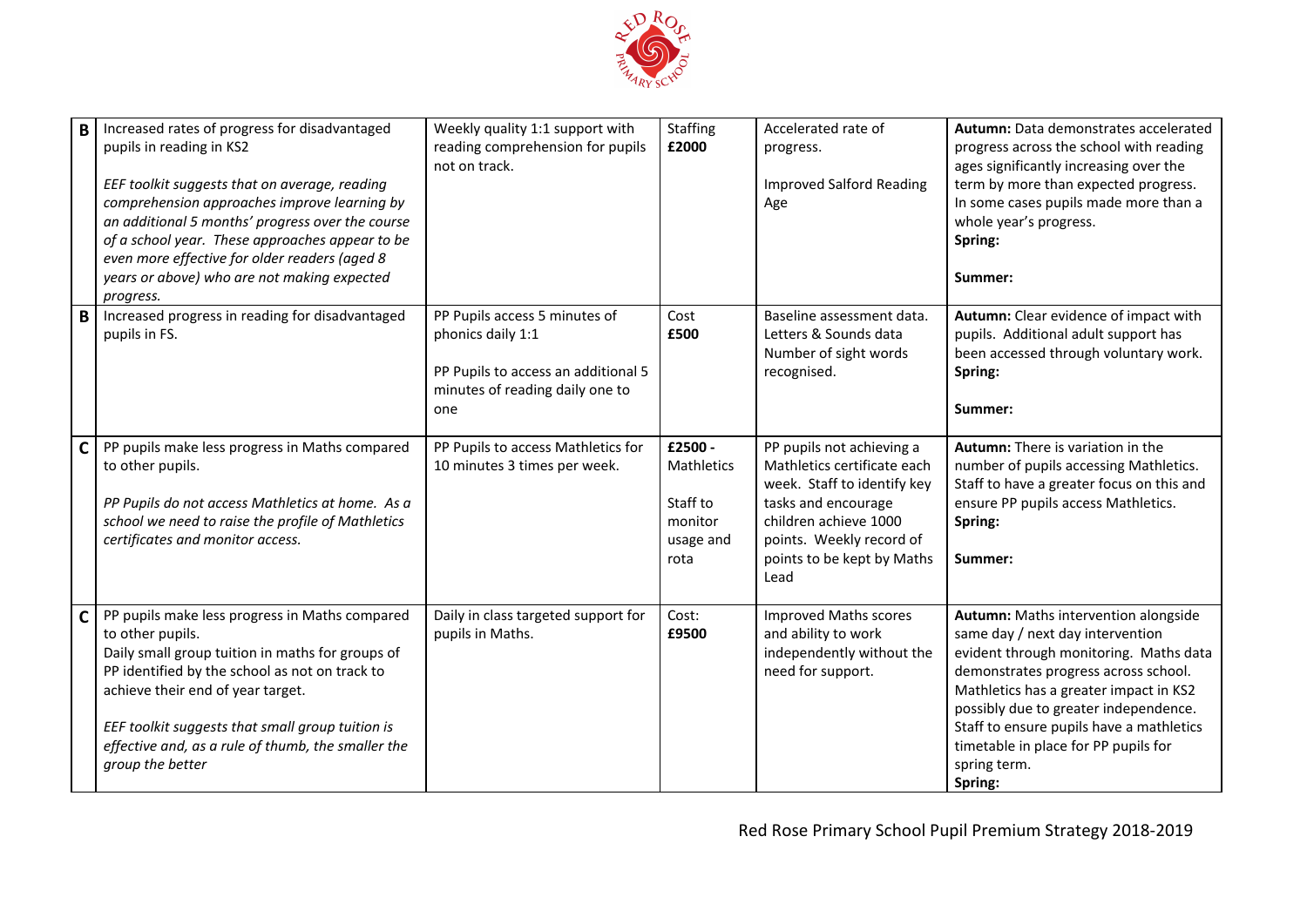| | | | | | |
|---|---|---|---|---|---|
| **B** | Increased rates of progress for disadvantaged pupils in reading in KS2<br><br>*EEF toolkit suggests that on average, reading comprehension approaches improve learning by an additional 5 months' progress over the course of a school year. These approaches appear to be even more effective for older readers (aged 8 years or above) who are not making expected progress.* | Weekly quality 1:1 support with reading comprehension for pupils not on track. | Staffing **£2000** | Accelerated rate of progress.<br><br>Improved Salford Reading Age | **Autumn:** Data demonstrates accelerated progress across the school with reading ages significantly increasing over the term by more than expected progress. In some cases pupils made more than a whole year's progress.<br>**Spring:**<br><br>**Summer:** |
| **B** | Increased progress in reading for disadvantaged pupils in FS. | PP Pupils access 5 minutes of phonics daily 1:1<br><br>PP Pupils to access an additional 5 minutes of reading daily one to one | Cost **£500** | Baseline assessment data.<br>Letters & Sounds data<br>Number of sight words recognised. | **Autumn:** Clear evidence of impact with pupils. Additional adult support has been accessed through voluntary work.<br>**Spring:**<br><br>**Summer:** |
| **C** | PP pupils make less progress in Maths compared to other pupils.<br><br>*PP Pupils do not access Mathletics at home. As a school we need to raise the profile of Mathletics certificates and monitor access.* | PP Pupils to access Mathletics for 10 minutes 3 times per week. | **£2500 -** Mathletics<br><br>Staff to monitor usage and rota | PP pupils not achieving a Mathletics certificate each week. Staff to identify key tasks and encourage children achieve 1000 points. Weekly record of points to be kept by Maths Lead | **Autumn:** There is variation in the number of pupils accessing Mathletics. Staff to have a greater focus on this and ensure PP pupils access Mathletics.<br>**Spring:**<br><br>**Summer:** |
| **C** | PP pupils make less progress in Maths compared to other pupils.<br>Daily small group tuition in maths for groups of PP identified by the school as not on track to achieve their end of year target.<br><br>*EEF toolkit suggests that small group tuition is effective and, as a rule of thumb, the smaller the group the better* | Daily in class targeted support for pupils in Maths. | Cost: **£9500** | Improved Maths scores and ability to work independently without the need for support. | **Autumn:** Maths intervention alongside same day / next day intervention evident through monitoring. Maths data demonstrates progress across school. Mathletics has a greater impact in KS2 possibly due to greater independence. Staff to ensure pupils have a mathletics timetable in place for PP pupils for spring term.<br>**Spring:** |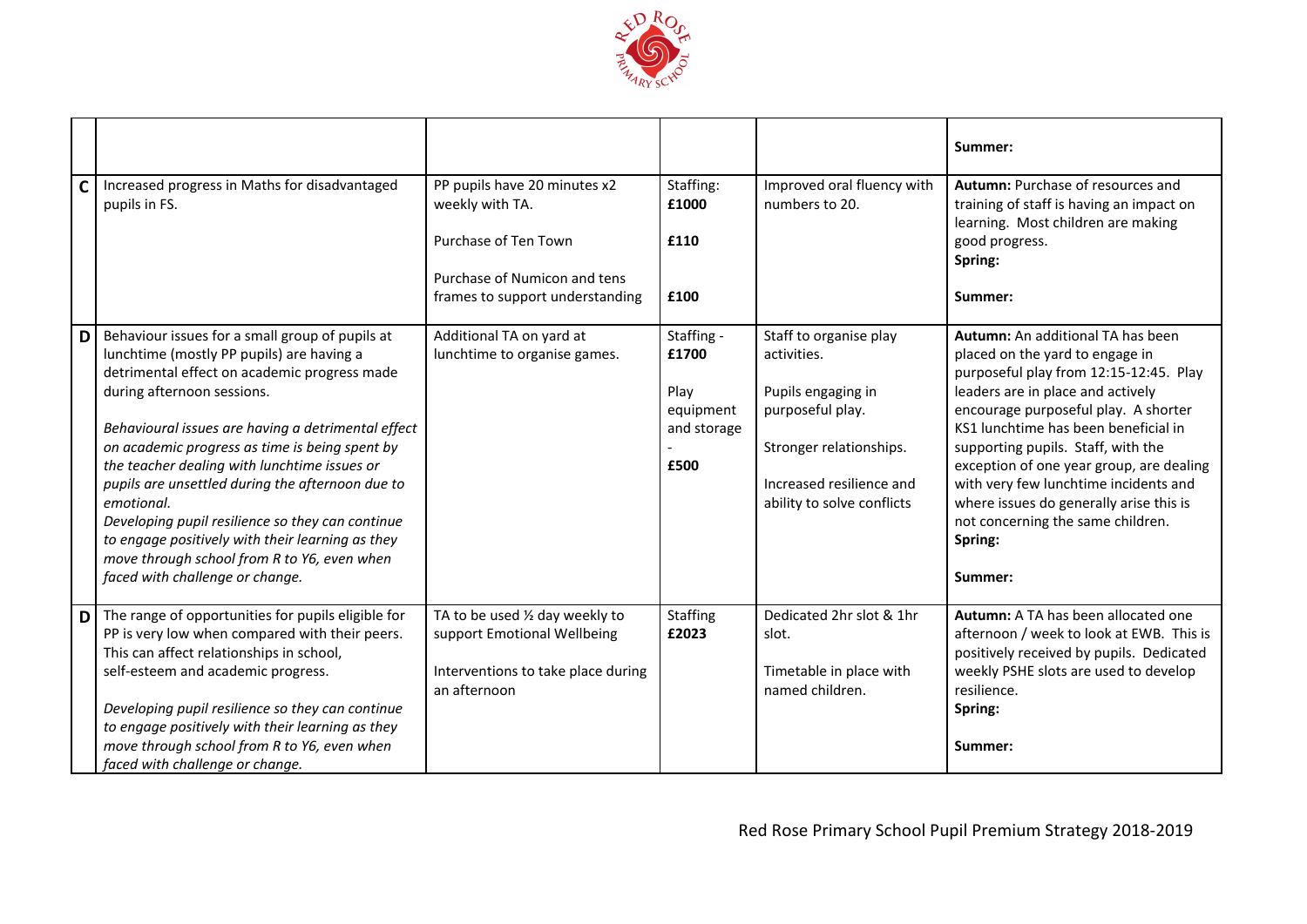| | | | | | |
|---|---|---|---|---|---|
| | | | | | **Summer:** |
| **C** | Increased progress in Maths for disadvantaged pupils in FS. | PP pupils have 20 minutes x2 weekly with TA.<br><br>Purchase of Ten Town<br><br>Purchase of Numicon and tens frames to support understanding | Staffing: **£1000**<br><br>**£110**<br><br>**£100** | Improved oral fluency with numbers to 20. | **Autumn:** Purchase of resources and training of staff is having an impact on learning. Most children are making good progress.<br>**Spring:**<br><br>**Summer:** |
| **D** | Behaviour issues for a small group of pupils at lunchtime (mostly PP pupils) are having a detrimental effect on academic progress made during afternoon sessions.<br><br>*Behavioural issues are having a detrimental effect on academic progress as time is being spent by the teacher dealing with lunchtime issues or pupils are unsettled during the afternoon due to emotional.*<br>*Developing pupil resilience so they can continue to engage positively with their learning as they move through school from R to Y6, even when faced with challenge or change.* | Additional TA on yard at lunchtime to organise games. | Staffing - **£1700**<br><br>Play equipment and storage - **£500** | Staff to organise play activities.<br><br>Pupils engaging in purposeful play.<br><br>Stronger relationships.<br><br>Increased resilience and ability to solve conflicts | **Autumn:** An additional TA has been placed on the yard to engage in purposeful play from 12:15-12:45. Play leaders are in place and actively encourage purposeful play. A shorter KS1 lunchtime has been beneficial in supporting pupils. Staff, with the exception of one year group, are dealing with very few lunchtime incidents and where issues do generally arise this is not concerning the same children.<br>**Spring:**<br><br>**Summer:** |
| **D** | The range of opportunities for pupils eligible for PP is very low when compared with their peers. This can affect relationships in school, self-esteem and academic progress.<br><br>*Developing pupil resilience so they can continue to engage positively with their learning as they move through school from R to Y6, even when faced with challenge or change.* | TA to be used ½ day weekly to support Emotional Wellbeing<br><br>Interventions to take place during an afternoon | Staffing **£2023** | Dedicated 2hr slot & 1hr slot.<br><br>Timetable in place with named children. | **Autumn:** A TA has been allocated one afternoon / week to look at EWB. This is positively received by pupils. Dedicated weekly PSHE slots are used to develop resilience.<br>**Spring:**<br><br>**Summer:** |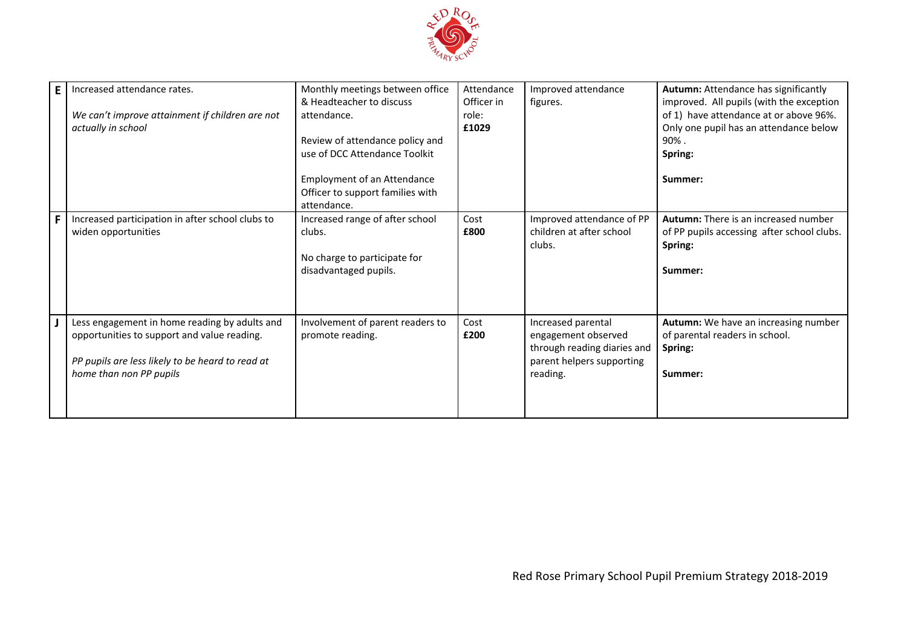| | | | | | |
|---|---|---|---|---|---|
| E | Increased attendance rates.<br><br>*We can't improve attainment if children are not actually in school* | Monthly meetings between office & Headteacher to discuss attendance.<br><br>Review of attendance policy and use of DCC Attendance Toolkit<br><br>Employment of an Attendance Officer to support families with attendance. | Attendance Officer in role: **£1029** | Improved attendance figures. | **Autumn:** Attendance has significantly improved. All pupils (with the exception of 1) have attendance at or above 96%. Only one pupil has an attendance below 90% .<br>**Spring:**<br><br>**Summer:** |
| F | Increased participation in after school clubs to widen opportunities | Increased range of after school clubs.<br><br>No charge to participate for disadvantaged pupils. | Cost **£800** | Improved attendance of PP children at after school clubs. | **Autumn:** There is an increased number of PP pupils accessing after school clubs.<br>**Spring:**<br><br>**Summer:** |
| J | Less engagement in home reading by adults and opportunities to support and value reading.<br><br>*PP pupils are less likely to be heard to read at home than non PP pupils* | Involvement of parent readers to promote reading. | Cost **£200** | Increased parental engagement observed through reading diaries and parent helpers supporting reading. | **Autumn:** We have an increasing number of parental readers in school.<br>**Spring:**<br><br>**Summer:** |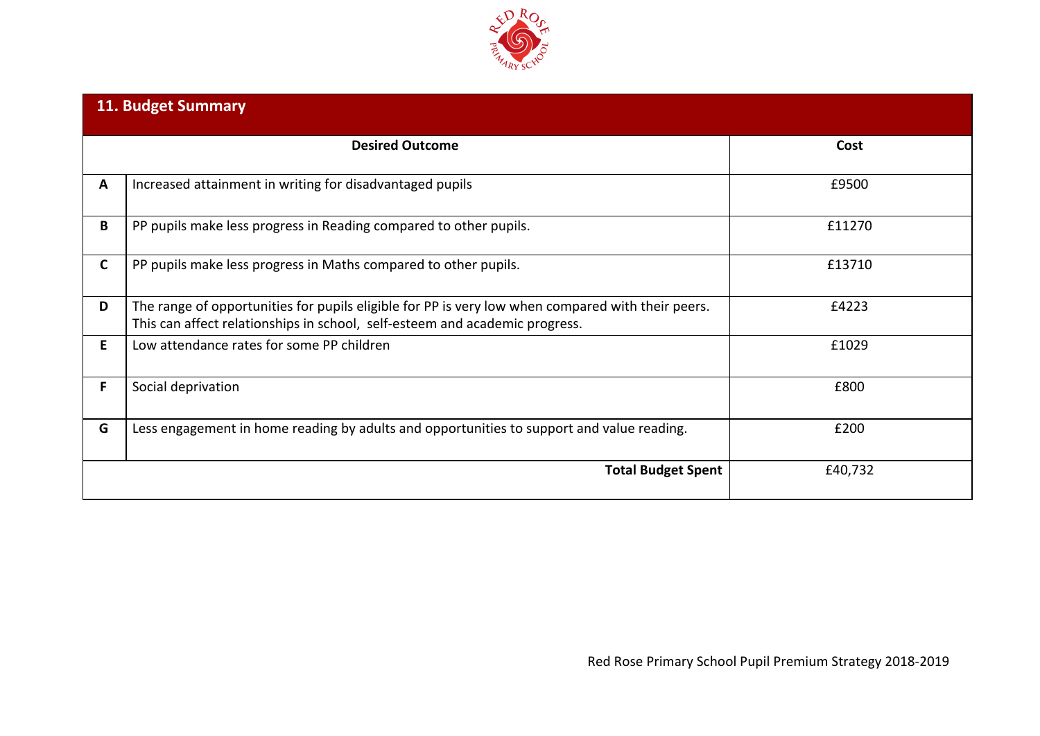## 11. Budget Summary

| | Desired Outcome | Cost |
|---|---|---|
| **A** | Increased attainment in writing for disadvantaged pupils | £9500 |
| **B** | PP pupils make less progress in Reading compared to other pupils. | £11270 |
| **C** | PP pupils make less progress in Maths compared to other pupils. | £13710 |
| **D** | The range of opportunities for pupils eligible for PP is very low when compared with their peers. This can affect relationships in school, self-esteem and academic progress. | £4223 |
| **E** | Low attendance rates for some PP children | £1029 |
| **F** | Social deprivation | £800 |
| **G** | Less engagement in home reading by adults and opportunities to support and value reading. | £200 |
| | **Total Budget Spent** | £40,732 |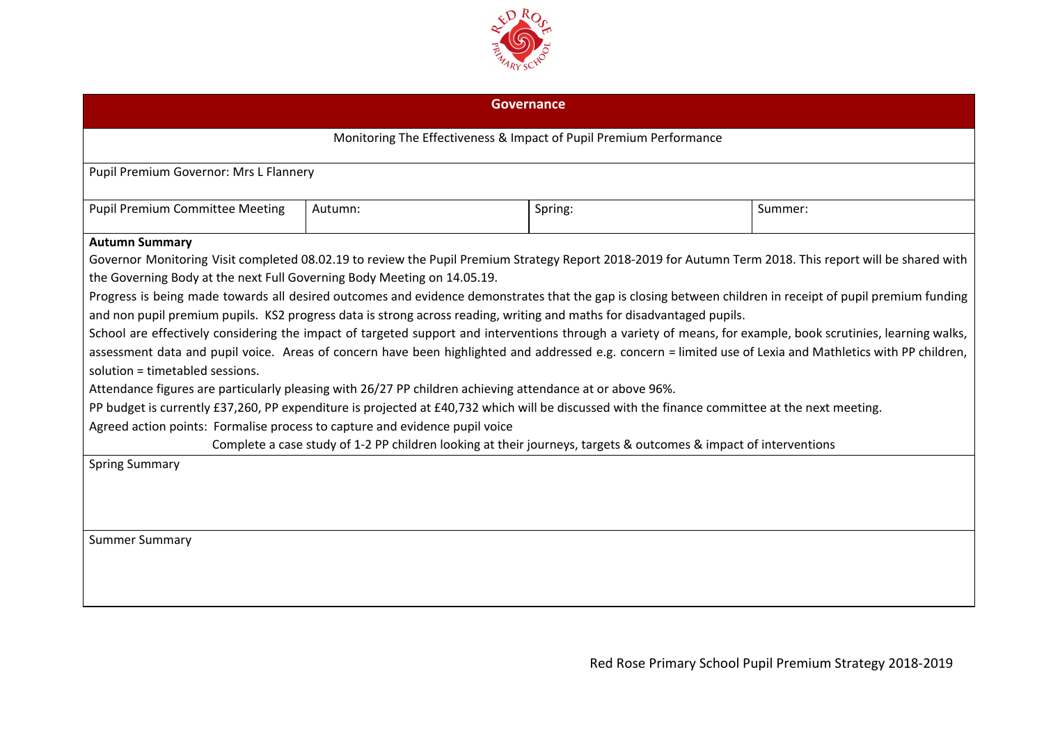## Governance

Monitoring The Effectiveness & Impact of Pupil Premium Performance

Pupil Premium Governor: Mrs L Flannery

| Pupil Premium Committee Meeting | Autumn: | Spring: | Summer: |
|---|---|---|---|

**Autumn Summary**

Governor Monitoring Visit completed 08.02.19 to review the Pupil Premium Strategy Report 2018-2019 for Autumn Term 2018. This report will be shared with the Governing Body at the next Full Governing Body Meeting on 14.05.19.

Progress is being made towards all desired outcomes and evidence demonstrates that the gap is closing between children in receipt of pupil premium funding and non pupil premium pupils. KS2 progress data is strong across reading, writing and maths for disadvantaged pupils.

School are effectively considering the impact of targeted support and interventions through a variety of means, for example, book scrutinies, learning walks, assessment data and pupil voice. Areas of concern have been highlighted and addressed e.g. concern = limited use of Lexia and Mathletics with PP children, solution = timetabled sessions.

Attendance figures are particularly pleasing with 26/27 PP children achieving attendance at or above 96%.

PP budget is currently £37,260, PP expenditure is projected at £40,732 which will be discussed with the finance committee at the next meeting.

Agreed action points: Formalise process to capture and evidence pupil voice

Complete a case study of 1-2 PP children looking at their journeys, targets & outcomes & impact of interventions

Spring Summary

Summer Summary

Red Rose Primary School Pupil Premium Strategy 2018-2019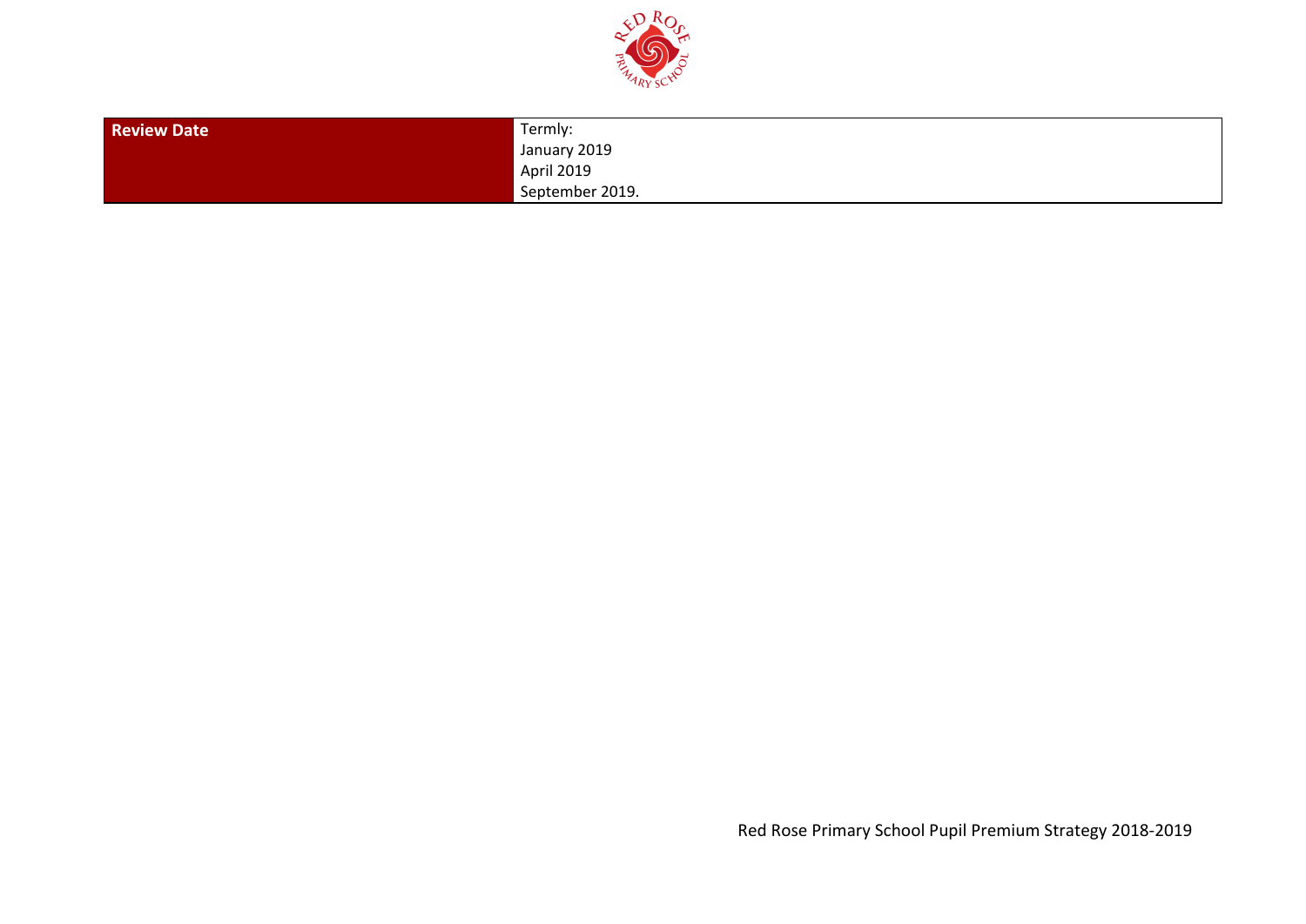| | |
|---|---|
| **Review Date** | Termly:<br>January 2019<br>April 2019<br>September 2019. |